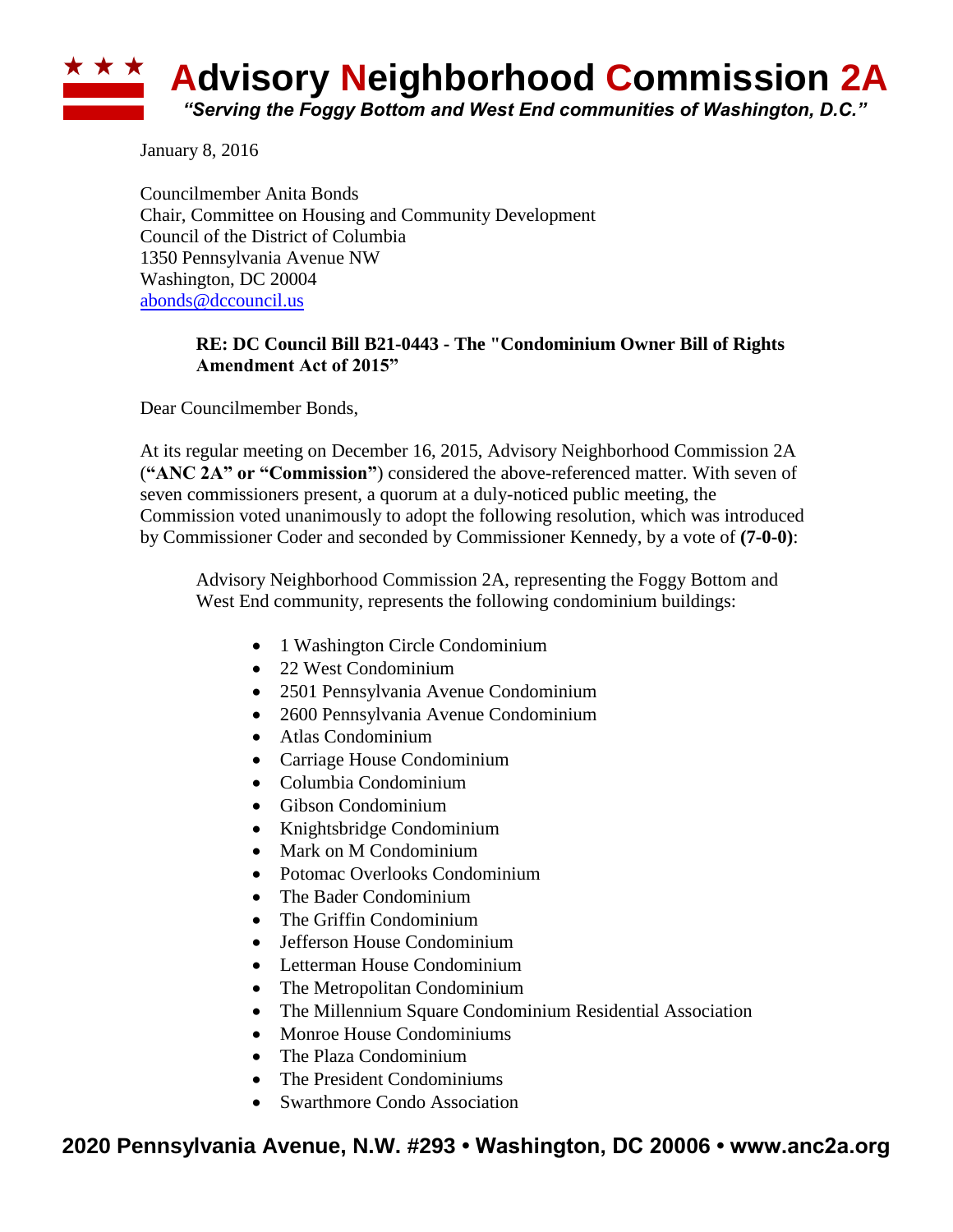# Advisory Neighborhood Commission 2A

*"Serving the Foggy Bottom and West End communities of Washington, D.C."*

January 8, 2016

Councilmember Anita Bonds
Chair, Committee on Housing and Community Development
Council of the District of Columbia
1350 Pennsylvania Avenue NW
Washington, DC 20004
abonds@dccouncil.us

**RE: DC Council Bill B21-0443 - The "Condominium Owner Bill of Rights Amendment Act of 2015"**

Dear Councilmember Bonds,

At its regular meeting on December 16, 2015, Advisory Neighborhood Commission 2A (**"ANC 2A" or "Commission"**) considered the above-referenced matter. With seven of seven commissioners present, a quorum at a duly-noticed public meeting, the Commission voted unanimously to adopt the following resolution, which was introduced by Commissioner Coder and seconded by Commissioner Kennedy, by a vote of **(7-0-0)**:

> Advisory Neighborhood Commission 2A, representing the Foggy Bottom and West End community, represents the following condominium buildings:
>
> - 1 Washington Circle Condominium
> - 22 West Condominium
> - 2501 Pennsylvania Avenue Condominium
> - 2600 Pennsylvania Avenue Condominium
> - Atlas Condominium
> - Carriage House Condominium
> - Columbia Condominium
> - Gibson Condominium
> - Knightsbridge Condominium
> - Mark on M Condominium
> - Potomac Overlooks Condominium
> - The Bader Condominium
> - The Griffin Condominium
> - Jefferson House Condominium
> - Letterman House Condominium
> - The Metropolitan Condominium
> - The Millennium Square Condominium Residential Association
> - Monroe House Condominiums
> - The Plaza Condominium
> - The President Condominiums
> - Swarthmore Condo Association

2020 Pennsylvania Avenue, N.W. #293 • Washington, DC 20006 • www.anc2a.org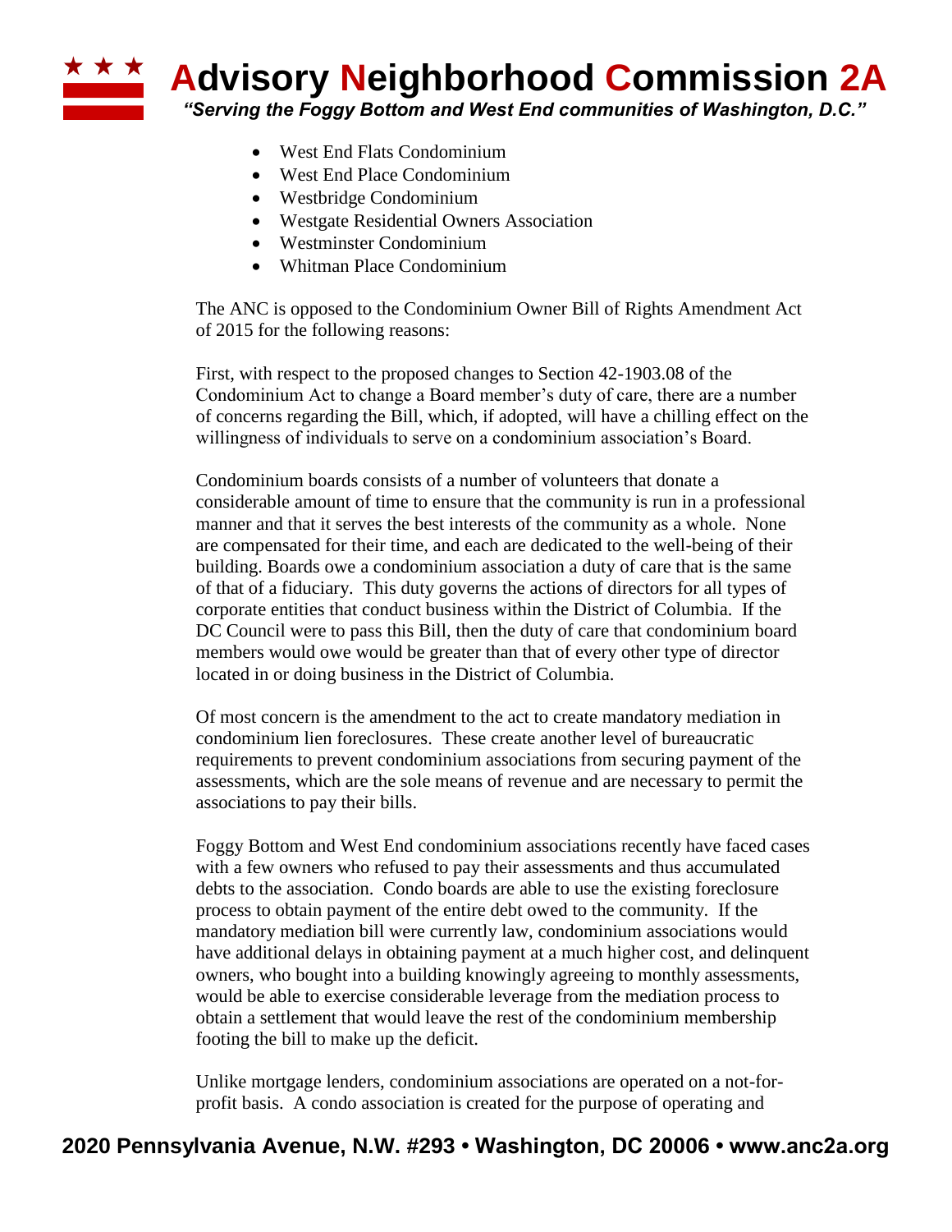- West End Flats Condominium
- West End Place Condominium
- Westbridge Condominium
- Westgate Residential Owners Association
- Westminster Condominium
- Whitman Place Condominium

The ANC is opposed to the Condominium Owner Bill of Rights Amendment Act of 2015 for the following reasons:

First, with respect to the proposed changes to Section 42-1903.08 of the Condominium Act to change a Board member's duty of care, there are a number of concerns regarding the Bill, which, if adopted, will have a chilling effect on the willingness of individuals to serve on a condominium association's Board.

Condominium boards consists of a number of volunteers that donate a considerable amount of time to ensure that the community is run in a professional manner and that it serves the best interests of the community as a whole. None are compensated for their time, and each are dedicated to the well-being of their building. Boards owe a condominium association a duty of care that is the same of that of a fiduciary. This duty governs the actions of directors for all types of corporate entities that conduct business within the District of Columbia. If the DC Council were to pass this Bill, then the duty of care that condominium board members would owe would be greater than that of every other type of director located in or doing business in the District of Columbia.

Of most concern is the amendment to the act to create mandatory mediation in condominium lien foreclosures. These create another level of bureaucratic requirements to prevent condominium associations from securing payment of the assessments, which are the sole means of revenue and are necessary to permit the associations to pay their bills.

Foggy Bottom and West End condominium associations recently have faced cases with a few owners who refused to pay their assessments and thus accumulated debts to the association. Condo boards are able to use the existing foreclosure process to obtain payment of the entire debt owed to the community. If the mandatory mediation bill were currently law, condominium associations would have additional delays in obtaining payment at a much higher cost, and delinquent owners, who bought into a building knowingly agreeing to monthly assessments, would be able to exercise considerable leverage from the mediation process to obtain a settlement that would leave the rest of the condominium membership footing the bill to make up the deficit.

Unlike mortgage lenders, condominium associations are operated on a not-for-profit basis. A condo association is created for the purpose of operating and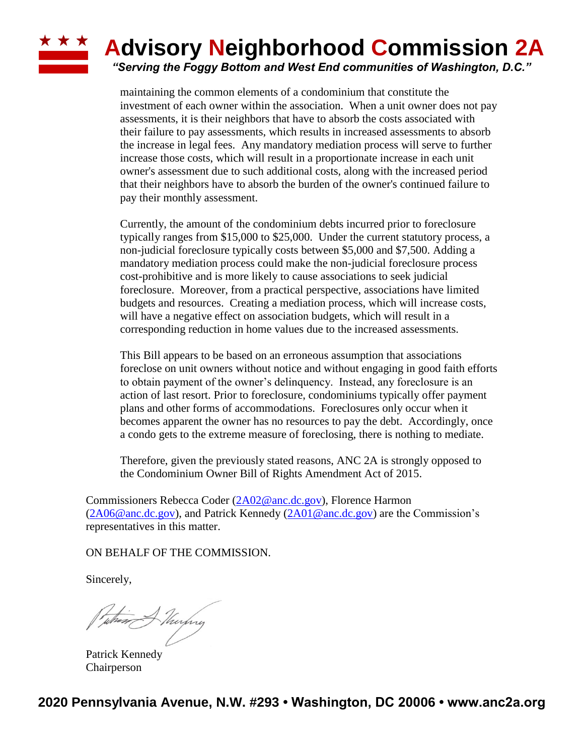maintaining the common elements of a condominium that constitute the investment of each owner within the association. When a unit owner does not pay assessments, it is their neighbors that have to absorb the costs associated with their failure to pay assessments, which results in increased assessments to absorb the increase in legal fees. Any mandatory mediation process will serve to further increase those costs, which will result in a proportionate increase in each unit owner's assessment due to such additional costs, along with the increased period that their neighbors have to absorb the burden of the owner's continued failure to pay their monthly assessment.

Currently, the amount of the condominium debts incurred prior to foreclosure typically ranges from $15,000 to $25,000. Under the current statutory process, a non-judicial foreclosure typically costs between $5,000 and $7,500. Adding a mandatory mediation process could make the non-judicial foreclosure process cost-prohibitive and is more likely to cause associations to seek judicial foreclosure. Moreover, from a practical perspective, associations have limited budgets and resources. Creating a mediation process, which will increase costs, will have a negative effect on association budgets, which will result in a corresponding reduction in home values due to the increased assessments.

This Bill appears to be based on an erroneous assumption that associations foreclose on unit owners without notice and without engaging in good faith efforts to obtain payment of the owner's delinquency. Instead, any foreclosure is an action of last resort. Prior to foreclosure, condominiums typically offer payment plans and other forms of accommodations. Foreclosures only occur when it becomes apparent the owner has no resources to pay the debt. Accordingly, once a condo gets to the extreme measure of foreclosing, there is nothing to mediate.

Therefore, given the previously stated reasons, ANC 2A is strongly opposed to the Condominium Owner Bill of Rights Amendment Act of 2015.

Commissioners Rebecca Coder (2A02@anc.dc.gov), Florence Harmon (2A06@anc.dc.gov), and Patrick Kennedy (2A01@anc.dc.gov) are the Commission's representatives in this matter.

ON BEHALF OF THE COMMISSION.

Sincerely,

Patrick Kennedy
Chairperson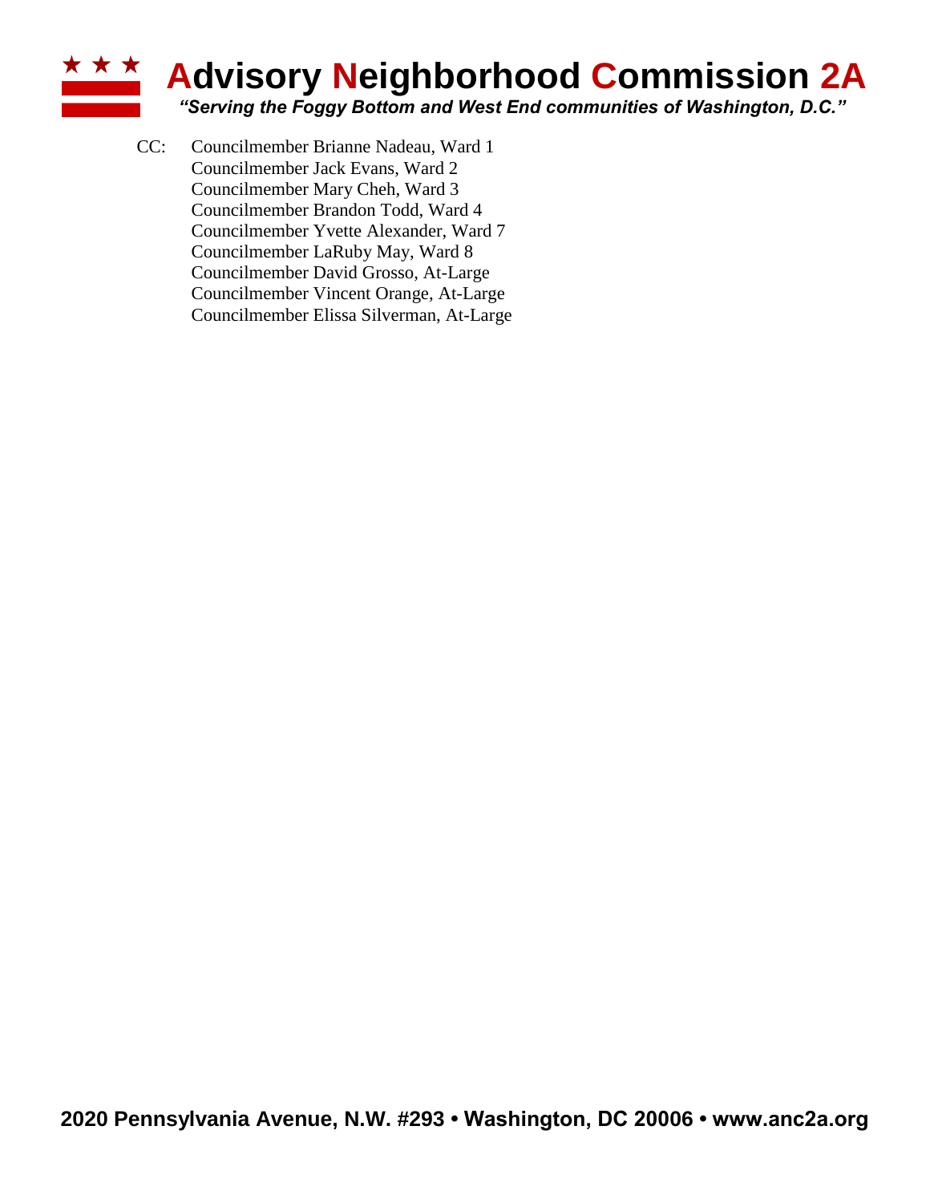CC: Councilmember Brianne Nadeau, Ward 1
Councilmember Jack Evans, Ward 2
Councilmember Mary Cheh, Ward 3
Councilmember Brandon Todd, Ward 4
Councilmember Yvette Alexander, Ward 7
Councilmember LaRuby May, Ward 8
Councilmember David Grosso, At-Large
Councilmember Vincent Orange, At-Large
Councilmember Elissa Silverman, At-Large